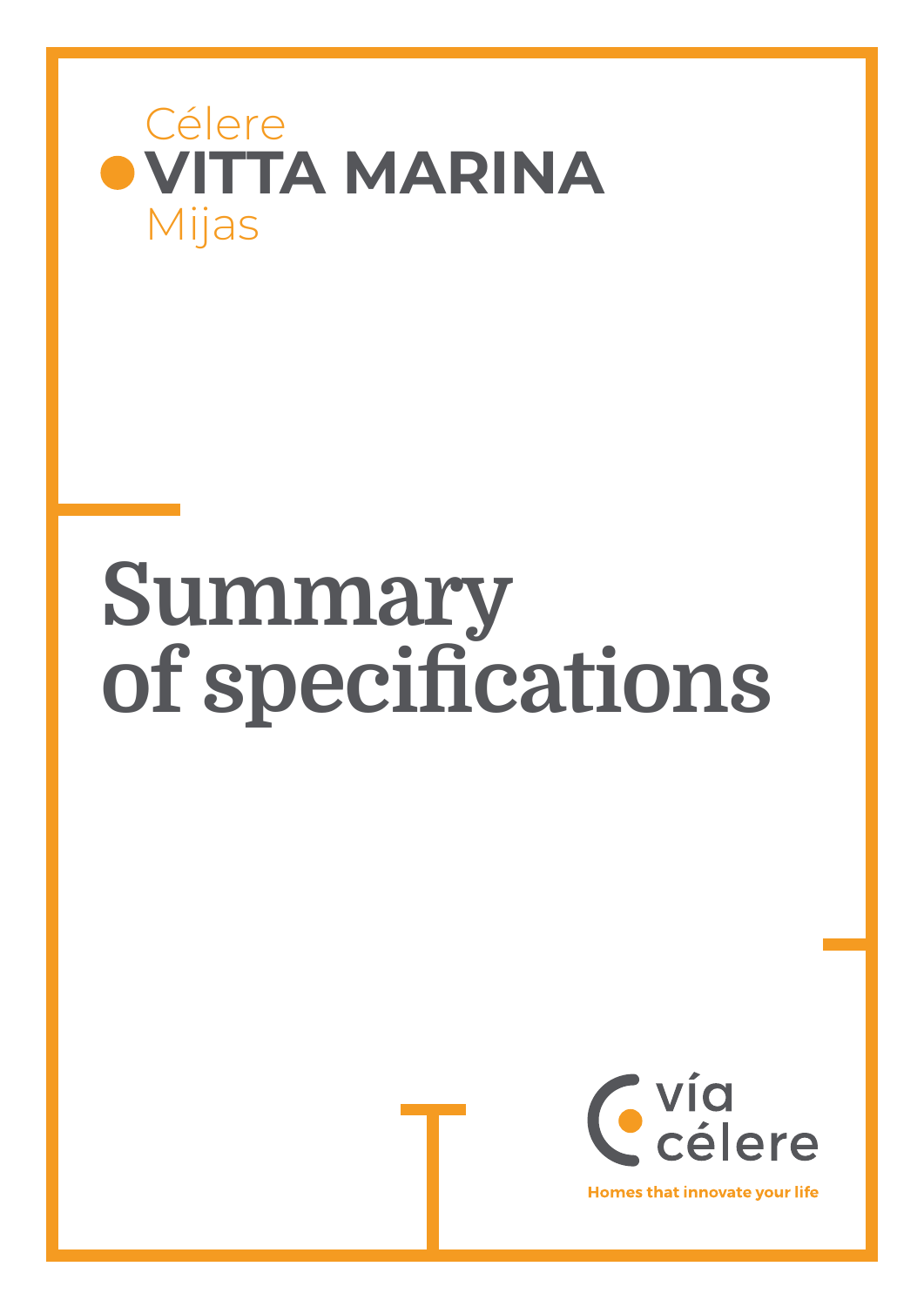Célere
**VITTA MARINA**
Mijas

# Summary of specifications

vía célere

**Homes that innovate your life**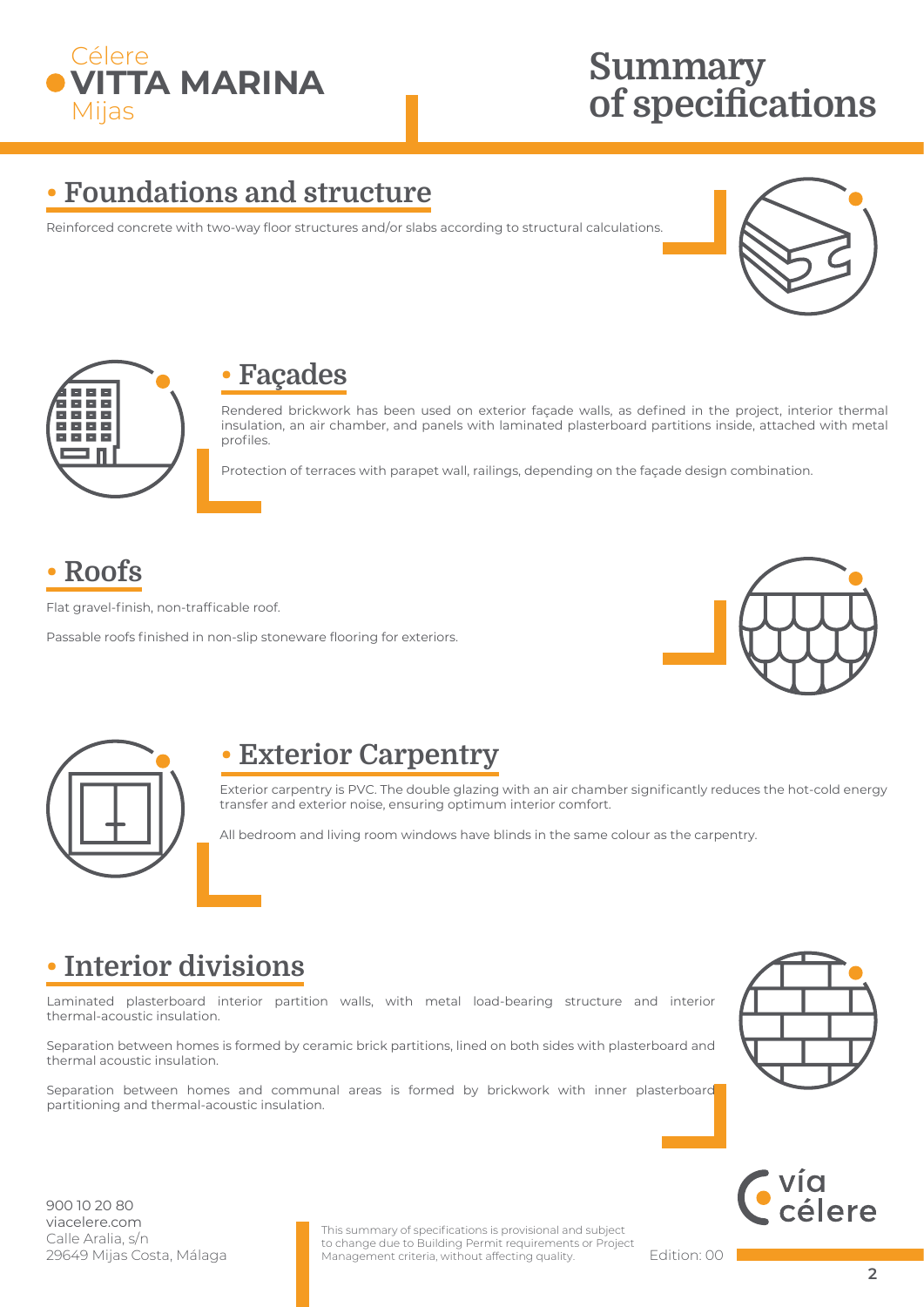# Summary of specifications

## Foundations and structure

Reinforced concrete with two-way floor structures and/or slabs according to structural calculations.

## Façades

Rendered brickwork has been used on exterior façade walls, as defined in the project, interior thermal insulation, an air chamber, and panels with laminated plasterboard partitions inside, attached with metal profiles.

Protection of terraces with parapet wall, railings, depending on the façade design combination.

## Roofs

Flat gravel-finish, non-trafficable roof.

Passable roofs finished in non-slip stoneware flooring for exteriors.

## Exterior Carpentry

Exterior carpentry is PVC. The double glazing with an air chamber significantly reduces the hot-cold energy transfer and exterior noise, ensuring optimum interior comfort.

All bedroom and living room windows have blinds in the same colour as the carpentry.

## Interior divisions

Laminated plasterboard interior partition walls, with metal load-bearing structure and interior thermal-acoustic insulation.

Separation between homes is formed by ceramic brick partitions, lined on both sides with plasterboard and thermal acoustic insulation.

Separation between homes and communal areas is formed by brickwork with inner plasterboard partitioning and thermal-acoustic insulation.

900 10 20 80
viacelere.com
Calle Aralia, s/n
29649 Mijas Costa, Málaga

This summary of specifications is provisional and subject to change due to Building Permit requirements or Project Management criteria, without affecting quality.

Edition: 00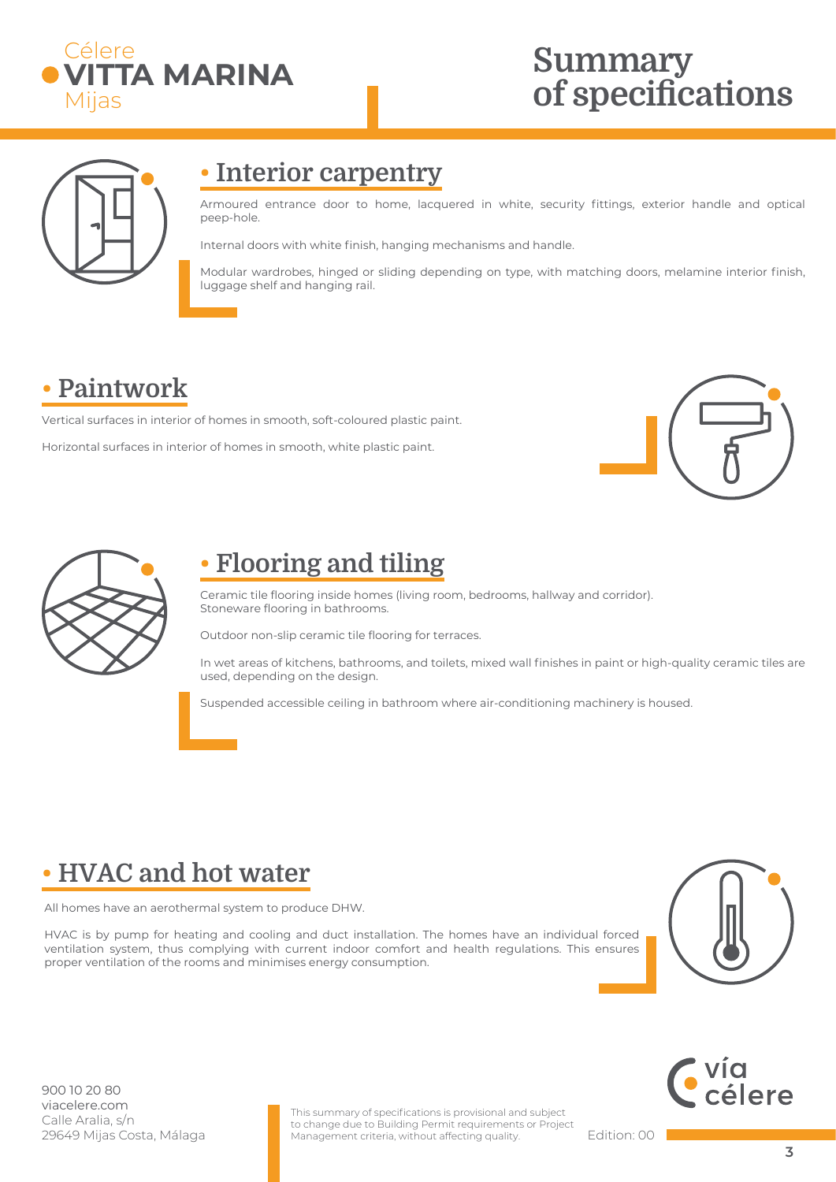# Summary of specifications

## Interior carpentry

Armoured entrance door to home, lacquered in white, security fittings, exterior handle and optical peep-hole.

Internal doors with white finish, hanging mechanisms and handle.

Modular wardrobes, hinged or sliding depending on type, with matching doors, melamine interior finish, luggage shelf and hanging rail.

## Paintwork

Vertical surfaces in interior of homes in smooth, soft-coloured plastic paint.

Horizontal surfaces in interior of homes in smooth, white plastic paint.

## Flooring and tiling

Ceramic tile flooring inside homes (living room, bedrooms, hallway and corridor).
Stoneware flooring in bathrooms.

Outdoor non-slip ceramic tile flooring for terraces.

In wet areas of kitchens, bathrooms, and toilets, mixed wall finishes in paint or high-quality ceramic tiles are used, depending on the design.

Suspended accessible ceiling in bathroom where air-conditioning machinery is housed.

## HVAC and hot water

All homes have an aerothermal system to produce DHW.

HVAC is by pump for heating and cooling and duct installation. The homes have an individual forced ventilation system, thus complying with current indoor comfort and health regulations. This ensures proper ventilation of the rooms and minimises energy consumption.

900 10 20 80
viacelere.com
Calle Aralia, s/n
29649 Mijas Costa, Málaga

This summary of specifications is provisional and subject to change due to Building Permit requirements or Project Management criteria, without affecting quality.

Edition: 00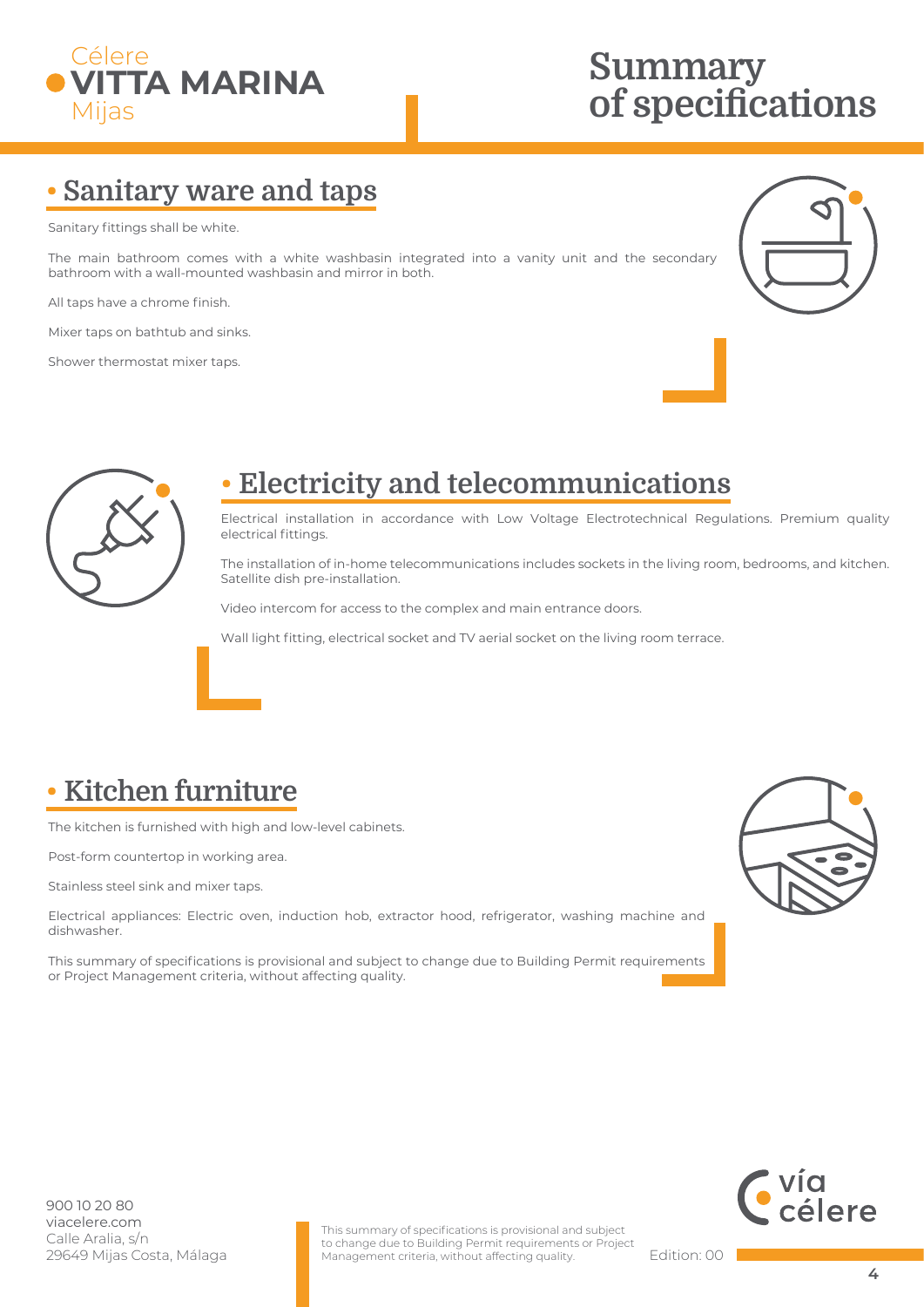# Summary of specifications

## Sanitary ware and taps

Sanitary fittings shall be white.

The main bathroom comes with a white washbasin integrated into a vanity unit and the secondary bathroom with a wall-mounted washbasin and mirror in both.

All taps have a chrome finish.

Mixer taps on bathtub and sinks.

Shower thermostat mixer taps.

## Electricity and telecommunications

Electrical installation in accordance with Low Voltage Electrotechnical Regulations. Premium quality electrical fittings.

The installation of in-home telecommunications includes sockets in the living room, bedrooms, and kitchen. Satellite dish pre-installation.

Video intercom for access to the complex and main entrance doors.

Wall light fitting, electrical socket and TV aerial socket on the living room terrace.

## Kitchen furniture

The kitchen is furnished with high and low-level cabinets.

Post-form countertop in working area.

Stainless steel sink and mixer taps.

Electrical appliances: Electric oven, induction hob, extractor hood, refrigerator, washing machine and dishwasher.

This summary of specifications is provisional and subject to change due to Building Permit requirements or Project Management criteria, without affecting quality.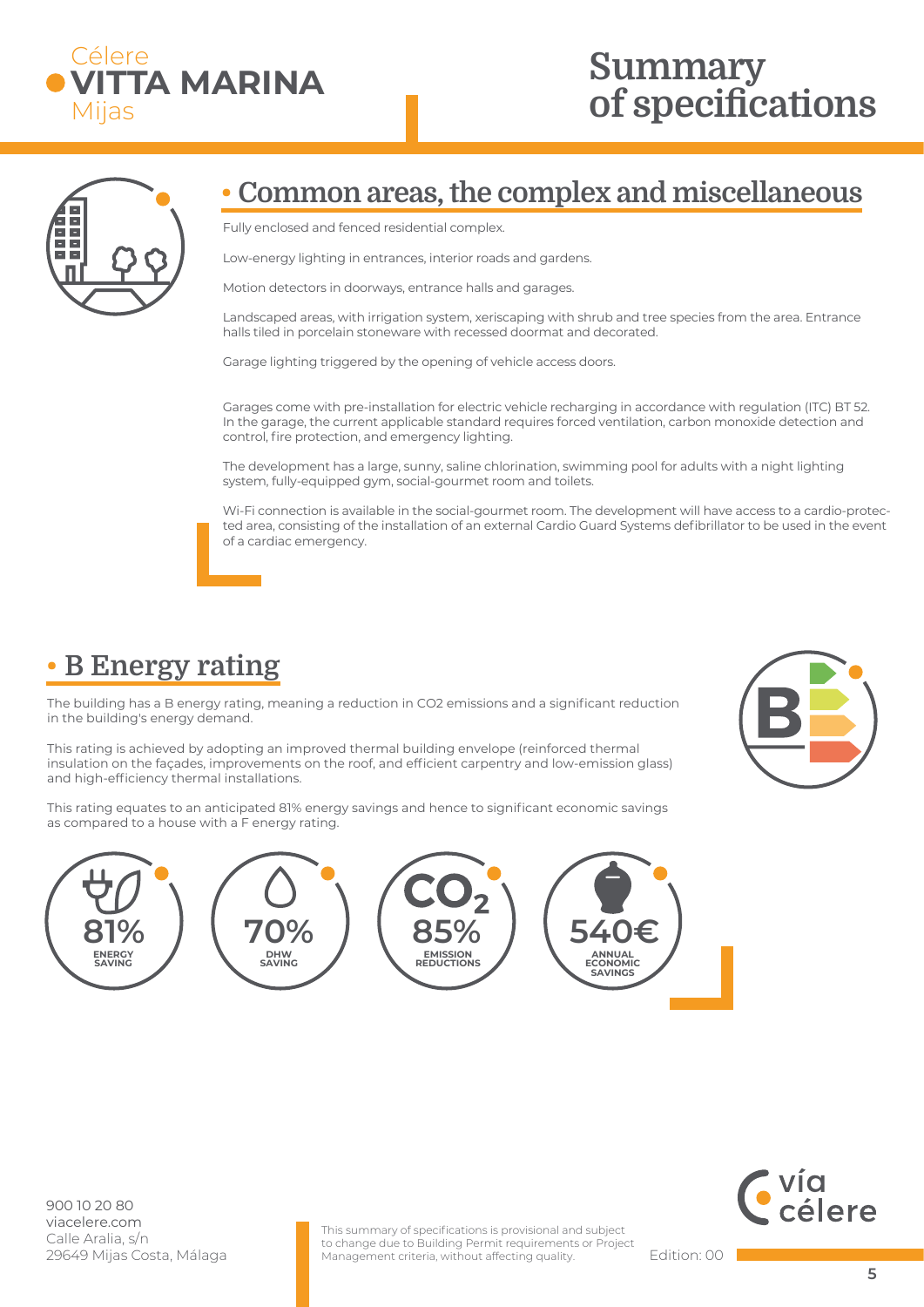Célere
**VITTA MARINA**
Mijas

# Summary of specifications

## Common areas, the complex and miscellaneous

Fully enclosed and fenced residential complex.

Low-energy lighting in entrances, interior roads and gardens.

Motion detectors in doorways, entrance halls and garages.

Landscaped areas, with irrigation system, xeriscaping with shrub and tree species from the area. Entrance halls tiled in porcelain stoneware with recessed doormat and decorated.

Garage lighting triggered by the opening of vehicle access doors.

Garages come with pre-installation for electric vehicle recharging in accordance with regulation (ITC) BT 52. In the garage, the current applicable standard requires forced ventilation, carbon monoxide detection and control, fire protection, and emergency lighting.

The development has a large, sunny, saline chlorination, swimming pool for adults with a night lighting system, fully-equipped gym, social-gourmet room and toilets.

Wi-Fi connection is available in the social-gourmet room. The development will have access to a cardio-protected area, consisting of the installation of an external Cardio Guard Systems defibrillator to be used in the event of a cardiac emergency.

## B Energy rating

The building has a B energy rating, meaning a reduction in $CO_2$ emissions and a significant reduction in the building's energy demand.

This rating is achieved by adopting an improved thermal building envelope (reinforced thermal insulation on the façades, improvements on the roof, and efficient carpentry and low-emission glass) and high-efficiency thermal installations.

This rating equates to an anticipated 81% energy savings and hence to significant economic savings as compared to a house with a F energy rating.

B

81%
ENERGY SAVING

70%
DHW SAVING

$CO_2$
85%
EMISSION REDUCTIONS

540€
ANNUAL ECONOMIC SAVINGS

900 10 20 80
viacelere.com
Calle Aralia, s/n
29649 Mijas Costa, Málaga

This summary of specifications is provisional and subject to change due to Building Permit requirements or Project Management criteria, without affecting quality.

Edition: 00

vía célere